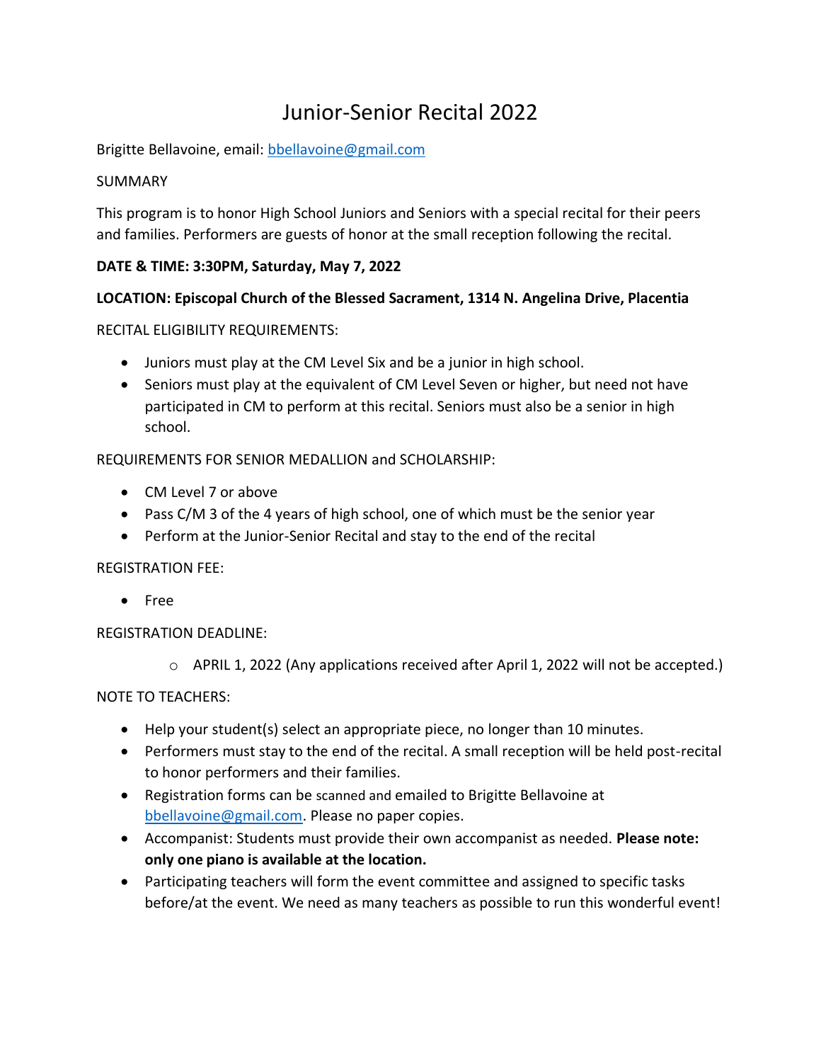# Junior-Senior Recital 2022

Brigitte Bellavoine, email: bbellavoine@gmail.com

SUMMARY

This program is to honor High School Juniors and Seniors with a special recital for their peers and families. Performers are guests of honor at the small reception following the recital.

**DATE & TIME: 3:30PM, Saturday, May 7, 2022**

**LOCATION: Episcopal Church of the Blessed Sacrament, 1314 N. Angelina Drive, Placentia**

RECITAL ELIGIBILITY REQUIREMENTS:

- Juniors must play at the CM Level Six and be a junior in high school.
- Seniors must play at the equivalent of CM Level Seven or higher, but need not have participated in CM to perform at this recital. Seniors must also be a senior in high school.

REQUIREMENTS FOR SENIOR MEDALLION and SCHOLARSHIP:

- CM Level 7 or above
- Pass C/M 3 of the 4 years of high school, one of which must be the senior year
- Perform at the Junior-Senior Recital and stay to the end of the recital

REGISTRATION FEE:

- Free

REGISTRATION DEADLINE:

- APRIL 1, 2022 (Any applications received after April 1, 2022 will not be accepted.)

NOTE TO TEACHERS:

- Help your student(s) select an appropriate piece, no longer than 10 minutes.
- Performers must stay to the end of the recital. A small reception will be held post-recital to honor performers and their families.
- Registration forms can be scanned and emailed to Brigitte Bellavoine at bbellavoine@gmail.com. Please no paper copies.
- Accompanist: Students must provide their own accompanist as needed. **Please note: only one piano is available at the location.**
- Participating teachers will form the event committee and assigned to specific tasks before/at the event. We need as many teachers as possible to run this wonderful event!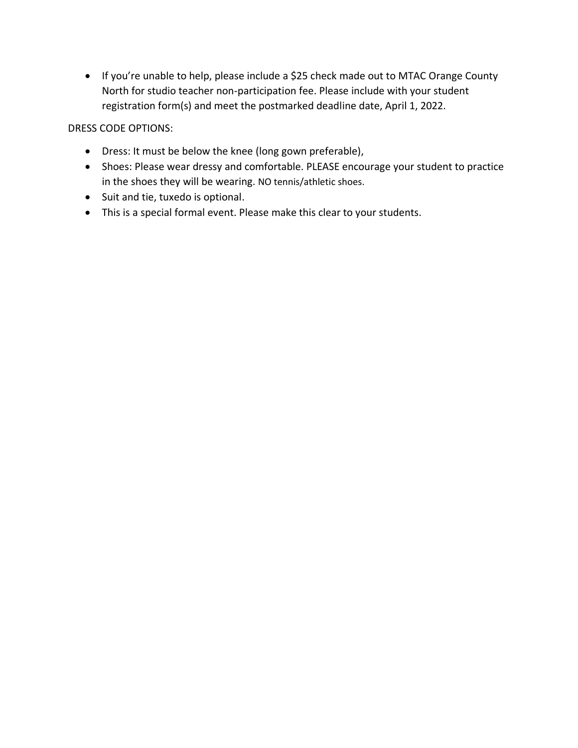- If you're unable to help, please include a $25 check made out to MTAC Orange County North for studio teacher non-participation fee. Please include with your student registration form(s) and meet the postmarked deadline date, April 1, 2022.

DRESS CODE OPTIONS:

- Dress: It must be below the knee (long gown preferable),
- Shoes: Please wear dressy and comfortable. PLEASE encourage your student to practice in the shoes they will be wearing. NO tennis/athletic shoes.
- Suit and tie, tuxedo is optional.
- This is a special formal event. Please make this clear to your students.